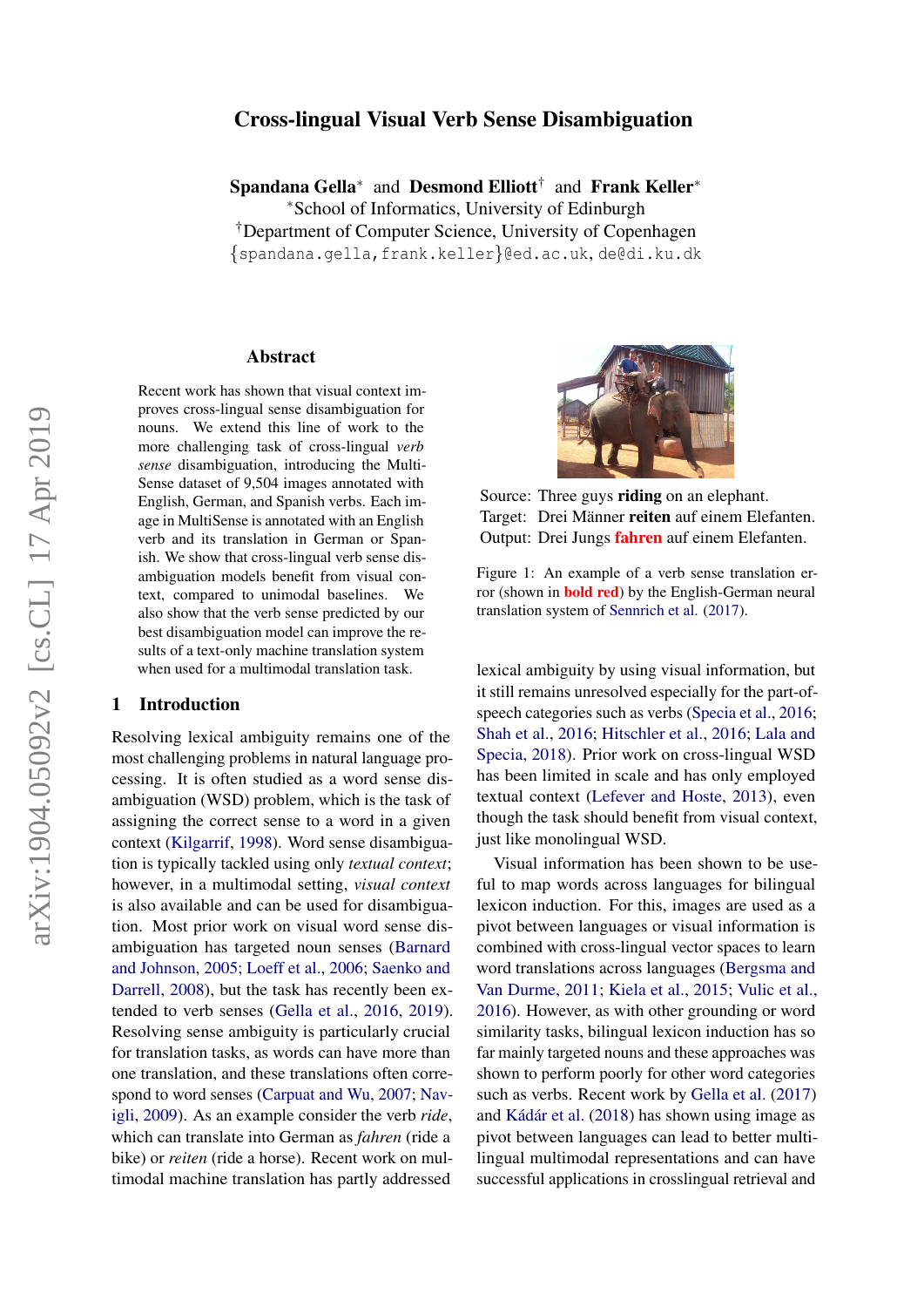# Cross-lingual Visual Verb Sense Disambiguation

**Spandana Gella**[*] and **Desmond Elliott**[†] and **Frank Keller**[*]

[*]School of Informatics, University of Edinburgh

[†]Department of Computer Science, University of Copenhagen

{spandana.gella,frank.keller}@ed.ac.uk, de@di.ku.dk

## Abstract

Recent work has shown that visual context improves cross-lingual sense disambiguation for nouns. We extend this line of work to the more challenging task of cross-lingual *verb sense* disambiguation, introducing the MultiSense dataset of 9,504 images annotated with English, German, and Spanish verbs. Each image in MultiSense is annotated with an English verb and its translation in German or Spanish. We show that cross-lingual verb sense disambiguation models benefit from visual context, compared to unimodal baselines. We also show that the verb sense predicted by our best disambiguation model can improve the results of a text-only machine translation system when used for a multimodal translation task.

## 1 Introduction

Resolving lexical ambiguity remains one of the most challenging problems in natural language processing. It is often studied as a word sense disambiguation (WSD) problem, which is the task of assigning the correct sense to a word in a given context (Kilgarrif, 1998). Word sense disambiguation is typically tackled using only *textual context*; however, in a multimodal setting, *visual context* is also available and can be used for disambiguation. Most prior work on visual word sense disambiguation has targeted noun senses (Barnard and Johnson, 2005; Loeff et al., 2006; Saenko and Darrell, 2008), but the task has recently been extended to verb senses (Gella et al., 2016, 2019). Resolving sense ambiguity is particularly crucial for translation tasks, as words can have more than one translation, and these translations often correspond to word senses (Carpuat and Wu, 2007; Navigli, 2009). As an example consider the verb *ride*, which can translate into German as *fahren* (ride a bike) or *reiten* (ride a horse). Recent work on multimodal machine translation has partly addressed lexical ambiguity by using visual information, but it still remains unresolved especially for the part-of-speech categories such as verbs (Specia et al., 2016; Shah et al., 2016; Hitschler et al., 2016; Lala and Specia, 2018). Prior work on cross-lingual WSD has been limited in scale and has only employed textual context (Lefever and Hoste, 2013), even though the task should benefit from visual context, just like monolingual WSD.

Source: Three guys **riding** on an elephant.
Target: Drei Männer **reiten** auf einem Elefanten.
Output: Drei Jungs **fahren** auf einem Elefanten.

Figure 1: An example of a verb sense translation error (shown in **bold red**) by the English-German neural translation system of Sennrich et al. (2017).

Visual information has been shown to be useful to map words across languages for bilingual lexicon induction. For this, images are used as a pivot between languages or visual information is combined with cross-lingual vector spaces to learn word translations across languages (Bergsma and Van Durme, 2011; Kiela et al., 2015; Vulic et al., 2016). However, as with other grounding or word similarity tasks, bilingual lexicon induction has so far mainly targeted nouns and these approaches was shown to perform poorly for other word categories such as verbs. Recent work by Gella et al. (2017) and Kádár et al. (2018) has shown using image as pivot between languages can lead to better multilingual multimodal representations and can have successful applications in crosslingual retrieval and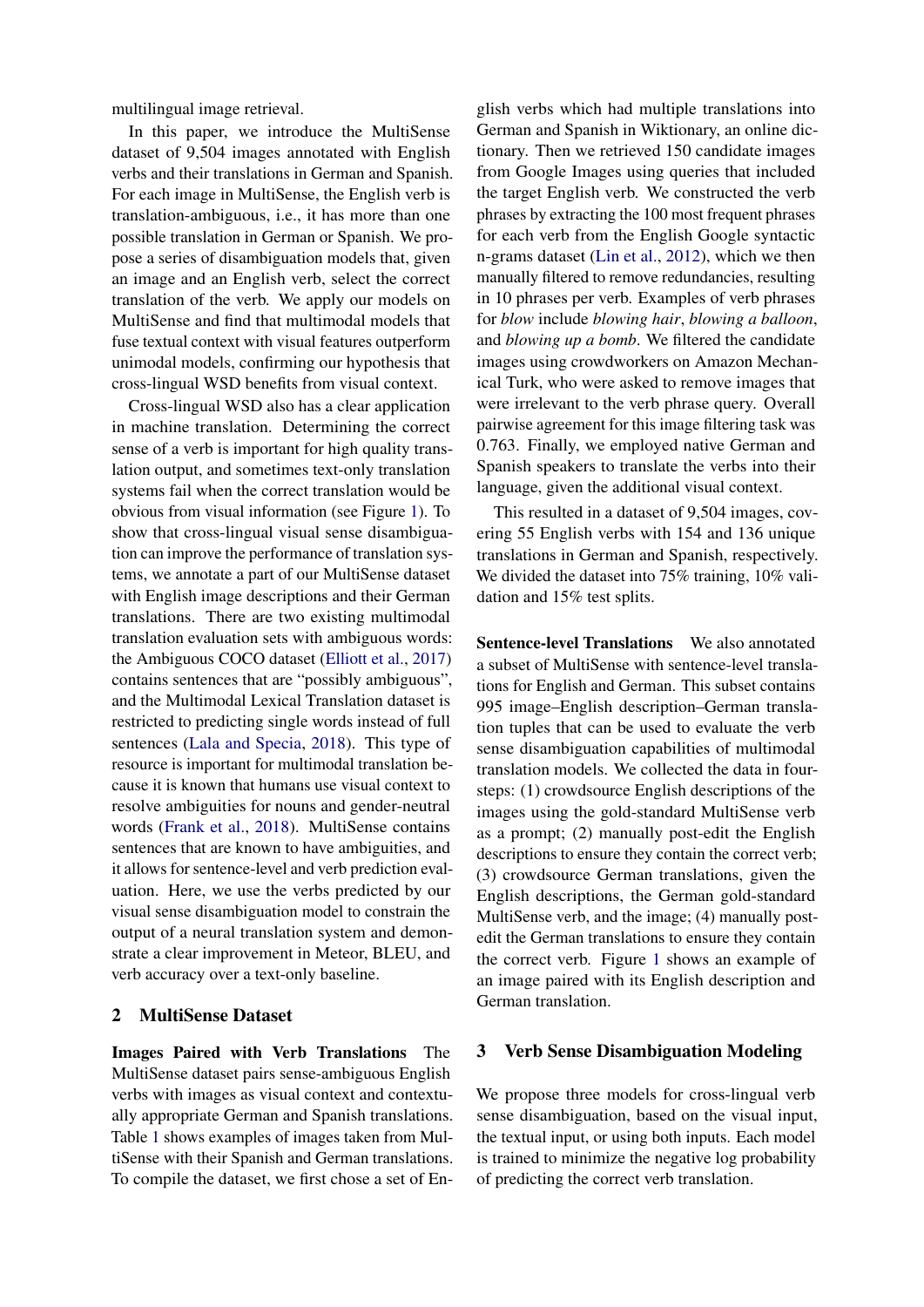multilingual image retrieval.

In this paper, we introduce the MultiSense dataset of 9,504 images annotated with English verbs and their translations in German and Spanish. For each image in MultiSense, the English verb is translation-ambiguous, i.e., it has more than one possible translation in German or Spanish. We propose a series of disambiguation models that, given an image and an English verb, select the correct translation of the verb. We apply our models on MultiSense and find that multimodal models that fuse textual context with visual features outperform unimodal models, confirming our hypothesis that cross-lingual WSD benefits from visual context.

Cross-lingual WSD also has a clear application in machine translation. Determining the correct sense of a verb is important for high quality translation output, and sometimes text-only translation systems fail when the correct translation would be obvious from visual information (see Figure 1). To show that cross-lingual visual sense disambiguation can improve the performance of translation systems, we annotate a part of our MultiSense dataset with English image descriptions and their German translations. There are two existing multimodal translation evaluation sets with ambiguous words: the Ambiguous COCO dataset (Elliott et al., 2017) contains sentences that are "possibly ambiguous", and the Multimodal Lexical Translation dataset is restricted to predicting single words instead of full sentences (Lala and Specia, 2018). This type of resource is important for multimodal translation because it is known that humans use visual context to resolve ambiguities for nouns and gender-neutral words (Frank et al., 2018). MultiSense contains sentences that are known to have ambiguities, and it allows for sentence-level and verb prediction evaluation. Here, we use the verbs predicted by our visual sense disambiguation model to constrain the output of a neural translation system and demonstrate a clear improvement in Meteor, BLEU, and verb accuracy over a text-only baseline.

## 2 MultiSense Dataset

**Images Paired with Verb Translations** The MultiSense dataset pairs sense-ambiguous English verbs with images as visual context and contextually appropriate German and Spanish translations. Table 1 shows examples of images taken from MultiSense with their Spanish and German translations. To compile the dataset, we first chose a set of English verbs which had multiple translations into German and Spanish in Wiktionary, an online dictionary. Then we retrieved 150 candidate images from Google Images using queries that included the target English verb. We constructed the verb phrases by extracting the 100 most frequent phrases for each verb from the English Google syntactic n-grams dataset (Lin et al., 2012), which we then manually filtered to remove redundancies, resulting in 10 phrases per verb. Examples of verb phrases for *blow* include *blowing hair*, *blowing a balloon*, and *blowing up a bomb*. We filtered the candidate images using crowdworkers on Amazon Mechanical Turk, who were asked to remove images that were irrelevant to the verb phrase query. Overall pairwise agreement for this image filtering task was 0.763. Finally, we employed native German and Spanish speakers to translate the verbs into their language, given the additional visual context.

This resulted in a dataset of 9,504 images, covering 55 English verbs with 154 and 136 unique translations in German and Spanish, respectively. We divided the dataset into 75% training, 10% validation and 15% test splits.

**Sentence-level Translations** We also annotated a subset of MultiSense with sentence-level translations for English and German. This subset contains 995 image–English description–German translation tuples that can be used to evaluate the verb sense disambiguation capabilities of multimodal translation models. We collected the data in four-steps: (1) crowdsource English descriptions of the images using the gold-standard MultiSense verb as a prompt; (2) manually post-edit the English descriptions to ensure they contain the correct verb; (3) crowdsource German translations, given the English descriptions, the German gold-standard MultiSense verb, and the image; (4) manually post-edit the German translations to ensure they contain the correct verb. Figure 1 shows an example of an image paired with its English description and German translation.

## 3 Verb Sense Disambiguation Modeling

We propose three models for cross-lingual verb sense disambiguation, based on the visual input, the textual input, or using both inputs. Each model is trained to minimize the negative log probability of predicting the correct verb translation.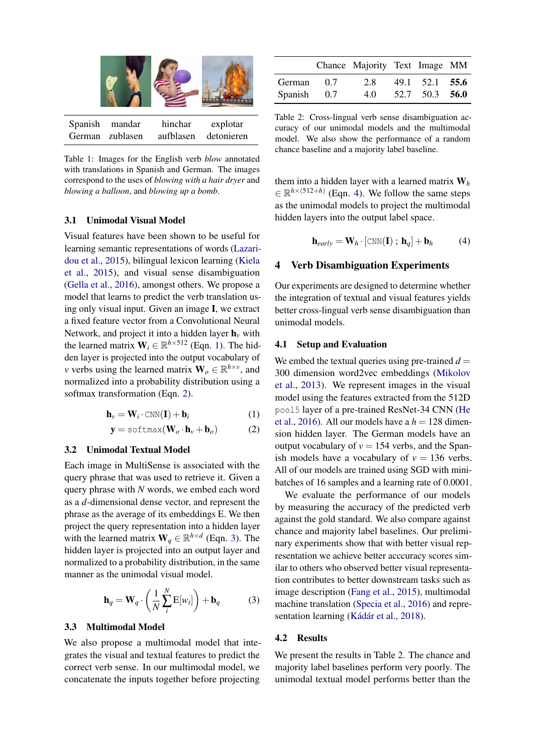| Spanish | mandar | hinchar | explotar |
|---|---|---|---|
| German | zublasen | aufblasen | detonieren |

Table 1: Images for the English verb *blow* annotated with translations in Spanish and German. The images correspond to the uses of *blowing with a hair dryer* and *blowing a balloon*, and *blowing up a bomb*.

### 3.1 Unimodal Visual Model

Visual features have been shown to be useful for learning semantic representations of words (Lazaridou et al., 2015), bilingual lexicon learning (Kiela et al., 2015), and visual sense disambiguation (Gella et al., 2016), amongst others. We propose a model that learns to predict the verb translation using only visual input. Given an image **I**, we extract a fixed feature vector from a Convolutional Neural Network, and project it into a hidden layer $\mathbf{h}_v$ with the learned matrix $\mathbf{W}_i \in \mathbb{R}^{h \times 512}$ (Eqn. 1). The hidden layer is projected into the output vocabulary of $v$ verbs using the learned matrix $\mathbf{W}_o \in \mathbb{R}^{h \times v}$, and normalized into a probability distribution using a softmax transformation (Eqn. 2).

$$\mathbf{h}_v = \mathbf{W}_i \cdot \texttt{CNN}(\mathbf{I}) + \mathbf{b}_i \tag{1}$$

$$\mathbf{y} = \texttt{softmax}(\mathbf{W}_o \cdot \mathbf{h}_v + \mathbf{b}_o) \tag{2}$$

### 3.2 Unimodal Textual Model

Each image in MultiSense is associated with the query phrase that was used to retrieve it. Given a query phrase with $N$ words, we embed each word as a $d$-dimensional dense vector, and represent the phrase as the average of its embeddings E. We then project the query representation into a hidden layer with the learned matrix $\mathbf{W}_q \in \mathbb{R}^{h \times d}$ (Eqn. 3). The hidden layer is projected into an output layer and normalized to a probability distribution, in the same manner as the unimodal visual model.

$$\mathbf{h}_q = \mathbf{W}_q \cdot \left( \frac{1}{N} \sum_{i}^{N} \mathrm{E}[w_i] \right) + \mathbf{b}_q \tag{3}$$

### 3.3 Multimodal Model

We also propose a multimodal model that integrates the visual and textual features to predict the correct verb sense. In our multimodal model, we concatenate the inputs together before projecting them into a hidden layer with a learned matrix $\mathbf{W}_h \in \mathbb{R}^{h \times (512+h)}$ (Eqn. 4). We follow the same steps as the unimodal models to project the multimodal hidden layers into the output label space.

$$\mathbf{h}_{early} = \mathbf{W}_h \cdot [\texttt{CNN}(\mathbf{I}) \; ; \; \mathbf{h}_q] + \mathbf{b}_h \tag{4}$$

|  | Chance | Majority | Text | Image | MM |
|---|---|---|---|---|---|
| German | 0.7 | 2.8 | 49.1 | 52.1 | **55.6** |
| Spanish | 0.7 | 4.0 | 52.7 | 50.3 | **56.0** |

Table 2: Cross-lingual verb sense disambiguation accuracy of our unimodal models and the multimodal model. We also show the performance of a random chance baseline and a majority label baseline.

## 4 Verb Disambiguation Experiments

Our experiments are designed to determine whether the integration of textual and visual features yields better cross-lingual verb sense disambiguation than unimodal models.

### 4.1 Setup and Evaluation

We embed the textual queries using pre-trained $d = 300$ dimension word2vec embeddings (Mikolov et al., 2013). We represent images in the visual model using the features extracted from the 512D `pool5` layer of a pre-trained ResNet-34 CNN (He et al., 2016). All our models have a $h = 128$ dimension hidden layer. The German models have an output vocabulary of $v = 154$ verbs, and the Spanish models have a vocabulary of $v = 136$ verbs. All of our models are trained using SGD with mini-batches of 16 samples and a learning rate of 0.0001.

We evaluate the performance of our models by measuring the accuracy of the predicted verb against the gold standard. We also compare against chance and majority label baselines. Our preliminary experiments show that with better visual representation we achieve better acccuracy scores similar to others who observed better visual representation contributes to better downstream tasks such as image description (Fang et al., 2015), multimodal machine translation (Specia et al., 2016) and representation learning (Kádár et al., 2018).

### 4.2 Results

We present the results in Table 2. The chance and majority label baselines perform very poorly. The unimodal textual model performs better than the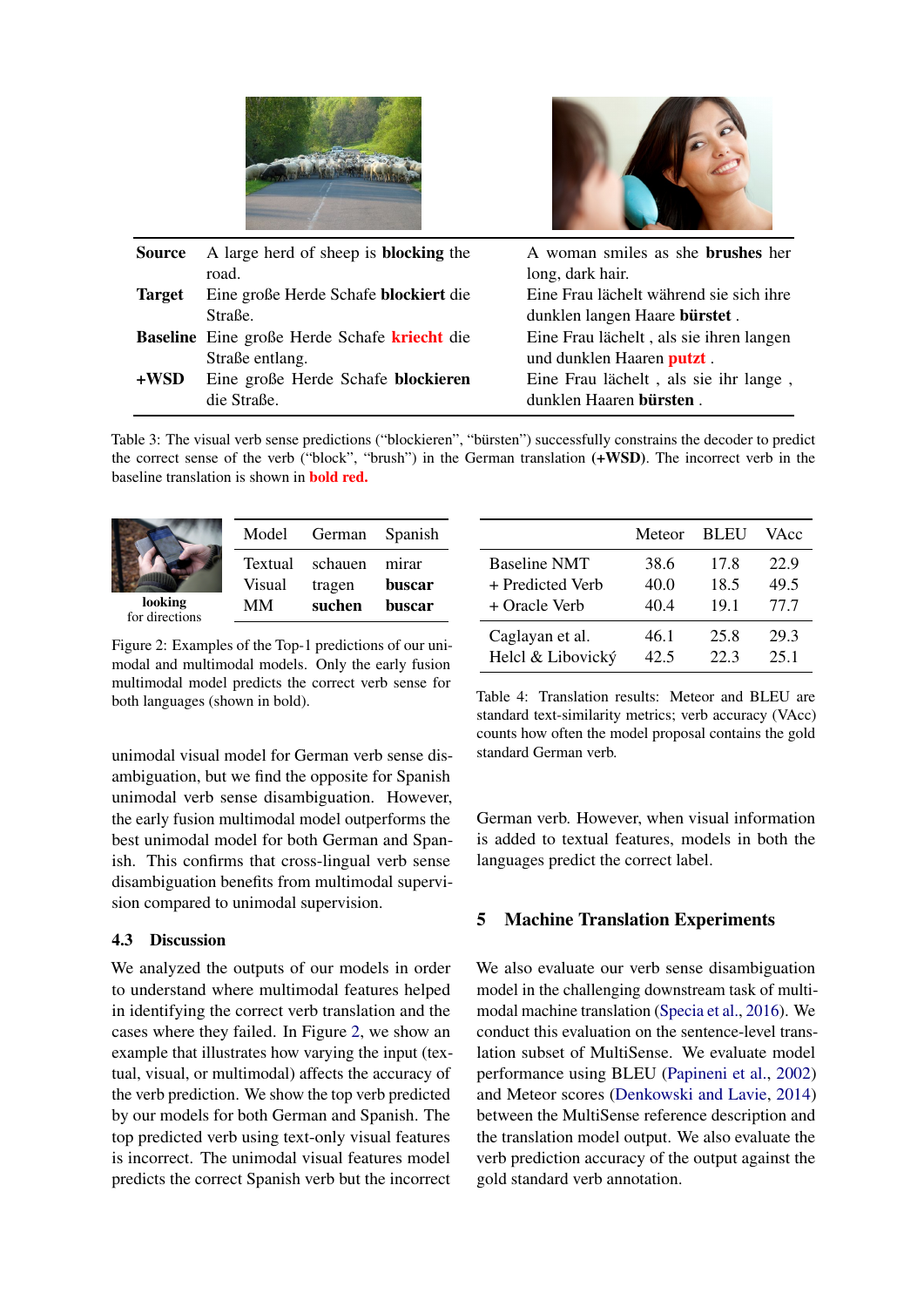| | A large herd of sheep is **blocking** the road. | A woman smiles as she **brushes** her long, dark hair. |
|---|---|---|
| **Source** | A large herd of sheep is **blocking** the road. | A woman smiles as she **brushes** her long, dark hair. |
| **Target** | Eine große Herde Schafe **blockiert** die Straße. | Eine Frau lächelt während sie sich ihre dunklen langen Haare **bürstet** . |
| **Baseline** | Eine große Herde Schafe **kriecht** die Straße entlang. | Eine Frau lächelt , als sie ihren langen und dunklen Haaren **putzt** . |
| **+WSD** | Eine große Herde Schafe **blockieren** die Straße. | Eine Frau lächelt , als sie ihr lange , dunklen Haaren **bürsten** . |

Table 3: The visual verb sense predictions ("blockieren", "bürsten") successfully constrains the decoder to predict the correct sense of the verb ("block", "brush") in the German translation **(+WSD)**. The incorrect verb in the baseline translation is shown in **bold red.**

**looking** for directions

| Model | German | Spanish |
|---|---|---|
| Textual | schauen | mirar |
| Visual | tragen | **buscar** |
| MM | **suchen** | **buscar** |

Figure 2: Examples of the Top-1 predictions of our unimodal and multimodal models. Only the early fusion multimodal model predicts the correct verb sense for both languages (shown in bold).

| | Meteor | BLEU | VAcc |
|---|---|---|---|
| Baseline NMT | 38.6 | 17.8 | 22.9 |
| + Predicted Verb | 40.0 | 18.5 | 49.5 |
| + Oracle Verb | 40.4 | 19.1 | 77.7 |
| Caglayan et al. | 46.1 | 25.8 | 29.3 |
| Helcl & Libovický | 42.5 | 22.3 | 25.1 |

Table 4: Translation results: Meteor and BLEU are standard text-similarity metrics; verb accuracy (VAcc) counts how often the model proposal contains the gold standard German verb.

unimodal visual model for German verb sense disambiguation, but we find the opposite for Spanish unimodal verb sense disambiguation. However, the early fusion multimodal model outperforms the best unimodal model for both German and Spanish. This confirms that cross-lingual verb sense disambiguation benefits from multimodal supervision compared to unimodal supervision.

### 4.3 Discussion

We analyzed the outputs of our models in order to understand where multimodal features helped in identifying the correct verb translation and the cases where they failed. In Figure 2, we show an example that illustrates how varying the input (textual, visual, or multimodal) affects the accuracy of the verb prediction. We show the top verb predicted by our models for both German and Spanish. The top predicted verb using text-only visual features is incorrect. The unimodal visual features model predicts the correct Spanish verb but the incorrect German verb. However, when visual information is added to textual features, models in both the languages predict the correct label.

## 5 Machine Translation Experiments

We also evaluate our verb sense disambiguation model in the challenging downstream task of multimodal machine translation (Specia et al., 2016). We conduct this evaluation on the sentence-level translation subset of MultiSense. We evaluate model performance using BLEU (Papineni et al., 2002) and Meteor scores (Denkowski and Lavie, 2014) between the MultiSense reference description and the translation model output. We also evaluate the verb prediction accuracy of the output against the gold standard verb annotation.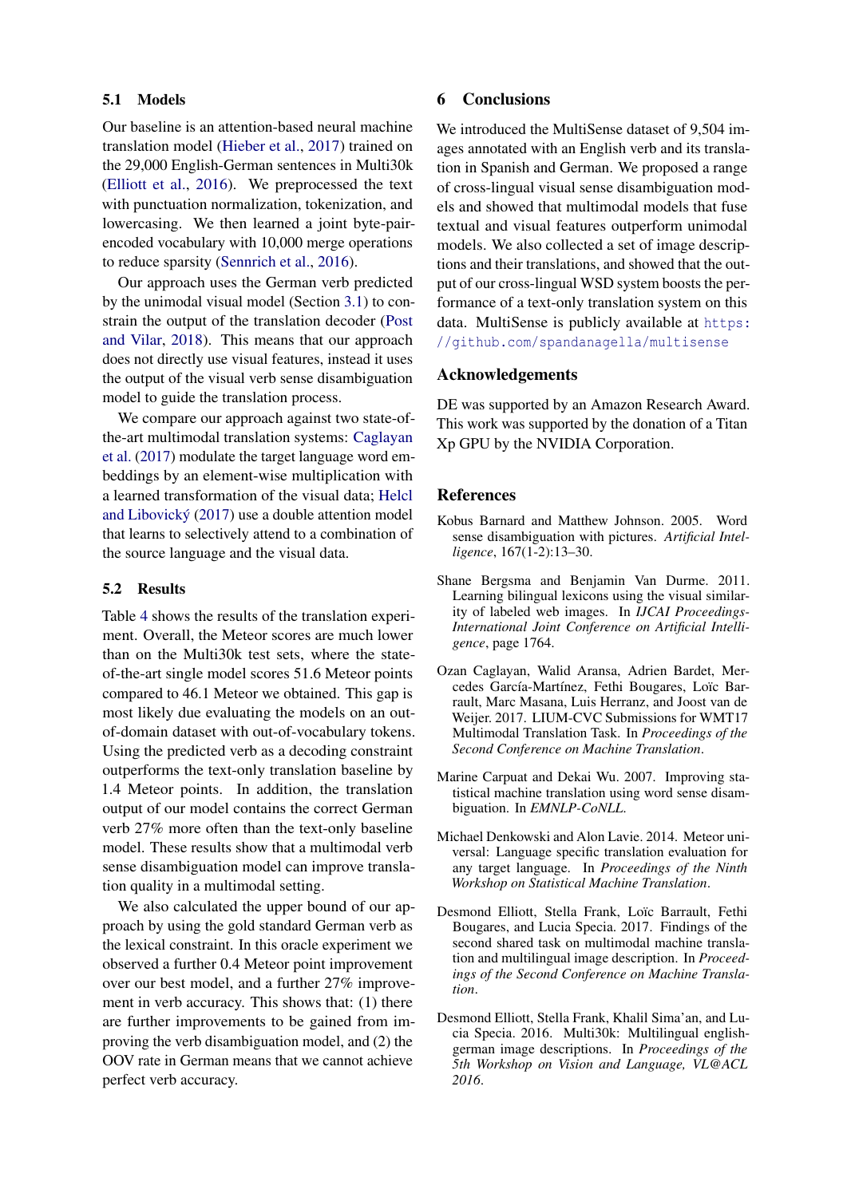### 5.1 Models

Our baseline is an attention-based neural machine translation model (Hieber et al., 2017) trained on the 29,000 English-German sentences in Multi30k (Elliott et al., 2016). We preprocessed the text with punctuation normalization, tokenization, and lowercasing. We then learned a joint byte-pair-encoded vocabulary with 10,000 merge operations to reduce sparsity (Sennrich et al., 2016).

Our approach uses the German verb predicted by the unimodal visual model (Section 3.1) to constrain the output of the translation decoder (Post and Vilar, 2018). This means that our approach does not directly use visual features, instead it uses the output of the visual verb sense disambiguation model to guide the translation process.

We compare our approach against two state-of-the-art multimodal translation systems: Caglayan et al. (2017) modulate the target language word embeddings by an element-wise multiplication with a learned transformation of the visual data; Helcl and Libovický (2017) use a double attention model that learns to selectively attend to a combination of the source language and the visual data.

### 5.2 Results

Table 4 shows the results of the translation experiment. Overall, the Meteor scores are much lower than on the Multi30k test sets, where the state-of-the-art single model scores 51.6 Meteor points compared to 46.1 Meteor we obtained. This gap is most likely due evaluating the models on an out-of-domain dataset with out-of-vocabulary tokens. Using the predicted verb as a decoding constraint outperforms the text-only translation baseline by 1.4 Meteor points. In addition, the translation output of our model contains the correct German verb 27% more often than the text-only baseline model. These results show that a multimodal verb sense disambiguation model can improve translation quality in a multimodal setting.

We also calculated the upper bound of our approach by using the gold standard German verb as the lexical constraint. In this oracle experiment we observed a further 0.4 Meteor point improvement over our best model, and a further 27% improvement in verb accuracy. This shows that: (1) there are further improvements to be gained from improving the verb disambiguation model, and (2) the OOV rate in German means that we cannot achieve perfect verb accuracy.

## 6 Conclusions

We introduced the MultiSense dataset of 9,504 images annotated with an English verb and its translation in Spanish and German. We proposed a range of cross-lingual visual sense disambiguation models and showed that multimodal models that fuse textual and visual features outperform unimodal models. We also collected a set of image descriptions and their translations, and showed that the output of our cross-lingual WSD system boosts the performance of a text-only translation system on this data. MultiSense is publicly available at https://github.com/spandanagella/multisense

## Acknowledgements

DE was supported by an Amazon Research Award. This work was supported by the donation of a Titan Xp GPU by the NVIDIA Corporation.

## References

Kobus Barnard and Matthew Johnson. 2005. Word sense disambiguation with pictures. *Artificial Intelligence*, 167(1-2):13–30.

Shane Bergsma and Benjamin Van Durme. 2011. Learning bilingual lexicons using the visual similarity of labeled web images. In *IJCAI Proceedings-International Joint Conference on Artificial Intelligence*, page 1764.

Ozan Caglayan, Walid Aransa, Adrien Bardet, Mercedes García-Martínez, Fethi Bougares, Loïc Barrault, Marc Masana, Luis Herranz, and Joost van de Weijer. 2017. LIUM-CVC Submissions for WMT17 Multimodal Translation Task. In *Proceedings of the Second Conference on Machine Translation*.

Marine Carpuat and Dekai Wu. 2007. Improving statistical machine translation using word sense disambiguation. In *EMNLP-CoNLL*.

Michael Denkowski and Alon Lavie. 2014. Meteor universal: Language specific translation evaluation for any target language. In *Proceedings of the Ninth Workshop on Statistical Machine Translation*.

Desmond Elliott, Stella Frank, Loïc Barrault, Fethi Bougares, and Lucia Specia. 2017. Findings of the second shared task on multimodal machine translation and multilingual image description. In *Proceedings of the Second Conference on Machine Translation*.

Desmond Elliott, Stella Frank, Khalil Sima'an, and Lucia Specia. 2016. Multi30k: Multilingual english-german image descriptions. In *Proceedings of the 5th Workshop on Vision and Language, VL@ACL 2016*.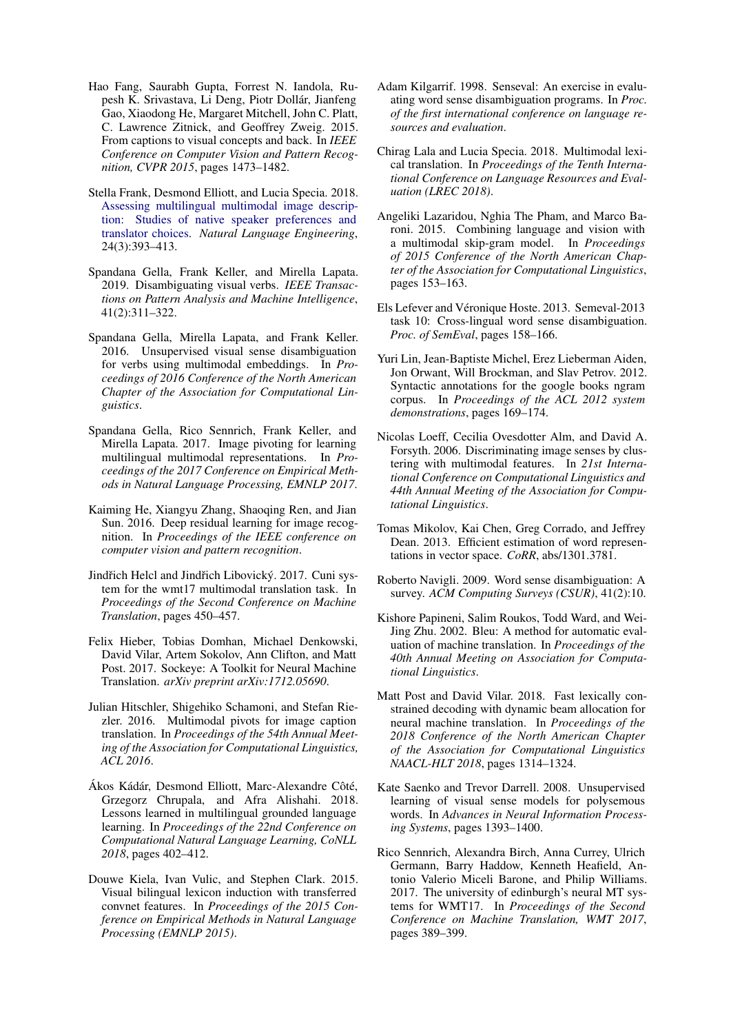Hao Fang, Saurabh Gupta, Forrest N. Iandola, Rupesh K. Srivastava, Li Deng, Piotr Dollár, Jianfeng Gao, Xiaodong He, Margaret Mitchell, John C. Platt, C. Lawrence Zitnick, and Geoffrey Zweig. 2015. From captions to visual concepts and back. In *IEEE Conference on Computer Vision and Pattern Recognition, CVPR 2015*, pages 1473–1482.

Stella Frank, Desmond Elliott, and Lucia Specia. 2018. Assessing multilingual multimodal image description: Studies of native speaker preferences and translator choices. *Natural Language Engineering*, 24(3):393–413.

Spandana Gella, Frank Keller, and Mirella Lapata. 2019. Disambiguating visual verbs. *IEEE Transactions on Pattern Analysis and Machine Intelligence*, 41(2):311–322.

Spandana Gella, Mirella Lapata, and Frank Keller. 2016. Unsupervised visual sense disambiguation for verbs using multimodal embeddings. In *Proceedings of 2016 Conference of the North American Chapter of the Association for Computational Linguistics*.

Spandana Gella, Rico Sennrich, Frank Keller, and Mirella Lapata. 2017. Image pivoting for learning multilingual multimodal representations. In *Proceedings of the 2017 Conference on Empirical Methods in Natural Language Processing, EMNLP 2017*.

Kaiming He, Xiangyu Zhang, Shaoqing Ren, and Jian Sun. 2016. Deep residual learning for image recognition. In *Proceedings of the IEEE conference on computer vision and pattern recognition*.

Jindřich Helcl and Jindřich Libovický. 2017. Cuni system for the wmt17 multimodal translation task. In *Proceedings of the Second Conference on Machine Translation*, pages 450–457.

Felix Hieber, Tobias Domhan, Michael Denkowski, David Vilar, Artem Sokolov, Ann Clifton, and Matt Post. 2017. Sockeye: A Toolkit for Neural Machine Translation. *arXiv preprint arXiv:1712.05690*.

Julian Hitschler, Shigehiko Schamoni, and Stefan Riezler. 2016. Multimodal pivots for image caption translation. In *Proceedings of the 54th Annual Meeting of the Association for Computational Linguistics, ACL 2016*.

Ákos Kádár, Desmond Elliott, Marc-Alexandre Côté, Grzegorz Chrupała, and Afra Alishahi. 2018. Lessons learned in multilingual grounded language learning. In *Proceedings of the 22nd Conference on Computational Natural Language Learning, CoNLL 2018*, pages 402–412.

Douwe Kiela, Ivan Vulic, and Stephen Clark. 2015. Visual bilingual lexicon induction with transferred convnet features. In *Proceedings of the 2015 Conference on Empirical Methods in Natural Language Processing (EMNLP 2015)*.

Adam Kilgarrif. 1998. Senseval: An exercise in evaluating word sense disambiguation programs. In *Proc. of the first international conference on language resources and evaluation*.

Chirag Lala and Lucia Specia. 2018. Multimodal lexical translation. In *Proceedings of the Tenth International Conference on Language Resources and Evaluation (LREC 2018)*.

Angeliki Lazaridou, Nghia The Pham, and Marco Baroni. 2015. Combining language and vision with a multimodal skip-gram model. In *Proceedings of 2015 Conference of the North American Chapter of the Association for Computational Linguistics*, pages 153–163.

Els Lefever and Véronique Hoste. 2013. Semeval-2013 task 10: Cross-lingual word sense disambiguation. *Proc. of SemEval*, pages 158–166.

Yuri Lin, Jean-Baptiste Michel, Erez Lieberman Aiden, Jon Orwant, Will Brockman, and Slav Petrov. 2012. Syntactic annotations for the google books ngram corpus. In *Proceedings of the ACL 2012 system demonstrations*, pages 169–174.

Nicolas Loeff, Cecilia Ovesdotter Alm, and David A. Forsyth. 2006. Discriminating image senses by clustering with multimodal features. In *21st International Conference on Computational Linguistics and 44th Annual Meeting of the Association for Computational Linguistics*.

Tomas Mikolov, Kai Chen, Greg Corrado, and Jeffrey Dean. 2013. Efficient estimation of word representations in vector space. *CoRR*, abs/1301.3781.

Roberto Navigli. 2009. Word sense disambiguation: A survey. *ACM Computing Surveys (CSUR)*, 41(2):10.

Kishore Papineni, Salim Roukos, Todd Ward, and Wei-Jing Zhu. 2002. Bleu: A method for automatic evaluation of machine translation. In *Proceedings of the 40th Annual Meeting on Association for Computational Linguistics*.

Matt Post and David Vilar. 2018. Fast lexically constrained decoding with dynamic beam allocation for neural machine translation. In *Proceedings of the 2018 Conference of the North American Chapter of the Association for Computational Linguistics NAACL-HLT 2018*, pages 1314–1324.

Kate Saenko and Trevor Darrell. 2008. Unsupervised learning of visual sense models for polysemous words. In *Advances in Neural Information Processing Systems*, pages 1393–1400.

Rico Sennrich, Alexandra Birch, Anna Currey, Ulrich Germann, Barry Haddow, Kenneth Heafield, Antonio Valerio Miceli Barone, and Philip Williams. 2017. The university of edinburgh's neural MT systems for WMT17. In *Proceedings of the Second Conference on Machine Translation, WMT 2017*, pages 389–399.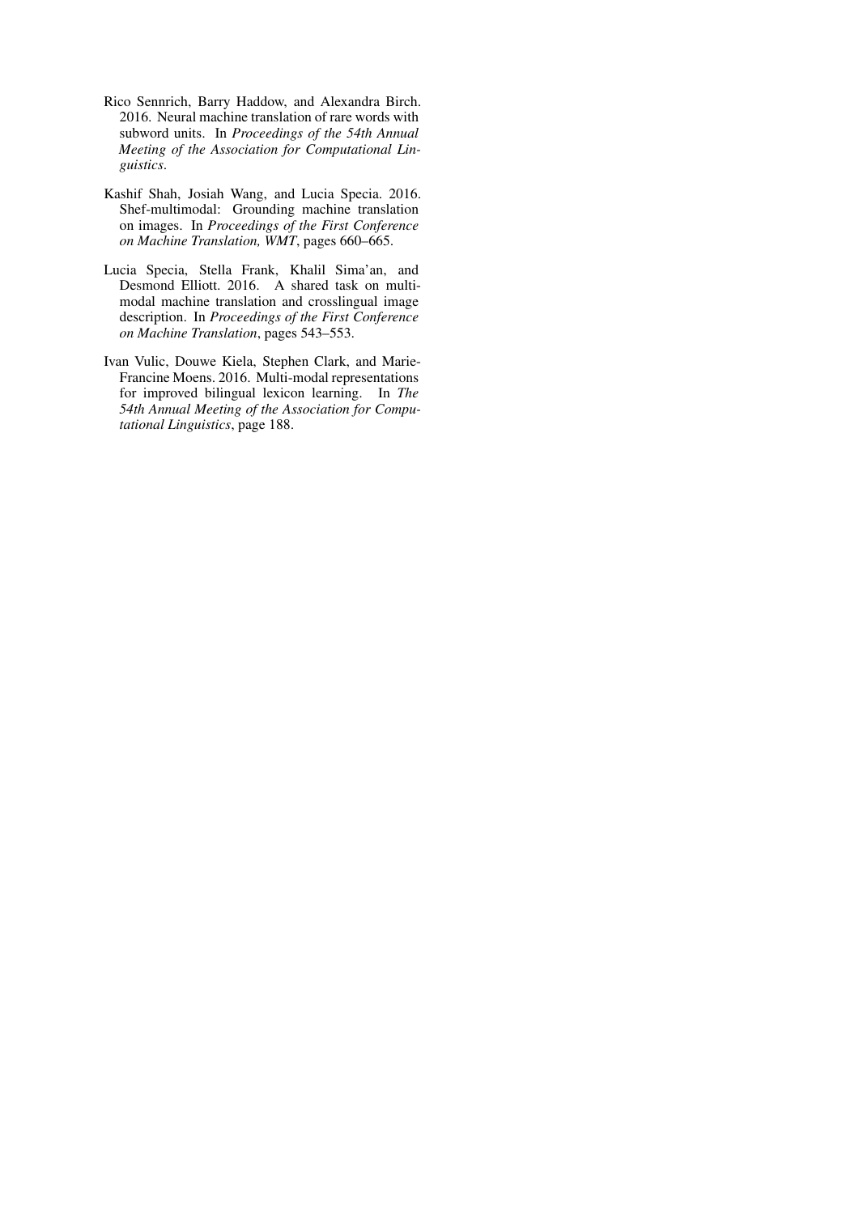Rico Sennrich, Barry Haddow, and Alexandra Birch. 2016. Neural machine translation of rare words with subword units. In *Proceedings of the 54th Annual Meeting of the Association for Computational Linguistics*.

Kashif Shah, Josiah Wang, and Lucia Specia. 2016. Shef-multimodal: Grounding machine translation on images. In *Proceedings of the First Conference on Machine Translation, WMT*, pages 660–665.

Lucia Specia, Stella Frank, Khalil Sima'an, and Desmond Elliott. 2016. A shared task on multimodal machine translation and crosslingual image description. In *Proceedings of the First Conference on Machine Translation*, pages 543–553.

Ivan Vulic, Douwe Kiela, Stephen Clark, and Marie-Francine Moens. 2016. Multi-modal representations for improved bilingual lexicon learning. In *The 54th Annual Meeting of the Association for Computational Linguistics*, page 188.